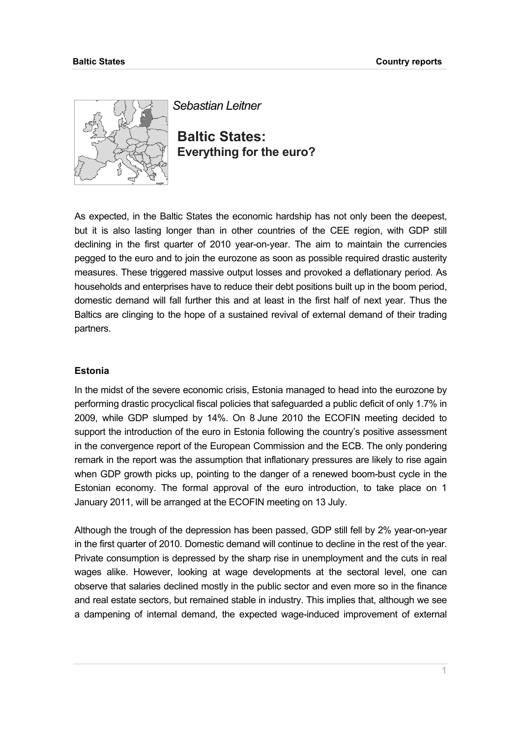*Sebastian Leitner*

# Baltic States: Everything for the euro?

As expected, in the Baltic States the economic hardship has not only been the deepest, but it is also lasting longer than in other countries of the CEE region, with GDP still declining in the first quarter of 2010 year-on-year. The aim to maintain the currencies pegged to the euro and to join the eurozone as soon as possible required drastic austerity measures. These triggered massive output losses and provoked a deflationary period. As households and enterprises have to reduce their debt positions built up in the boom period, domestic demand will fall further this and at least in the first half of next year. Thus the Baltics are clinging to the hope of a sustained revival of external demand of their trading partners.

## Estonia

In the midst of the severe economic crisis, Estonia managed to head into the eurozone by performing drastic procyclical fiscal policies that safeguarded a public deficit of only 1.7% in 2009, while GDP slumped by 14%. On 8 June 2010 the ECOFIN meeting decided to support the introduction of the euro in Estonia following the country's positive assessment in the convergence report of the European Commission and the ECB. The only pondering remark in the report was the assumption that inflationary pressures are likely to rise again when GDP growth picks up, pointing to the danger of a renewed boom-bust cycle in the Estonian economy. The formal approval of the euro introduction, to take place on 1 January 2011, will be arranged at the ECOFIN meeting on 13 July.

Although the trough of the depression has been passed, GDP still fell by 2% year-on-year in the first quarter of 2010. Domestic demand will continue to decline in the rest of the year. Private consumption is depressed by the sharp rise in unemployment and the cuts in real wages alike. However, looking at wage developments at the sectoral level, one can observe that salaries declined mostly in the public sector and even more so in the finance and real estate sectors, but remained stable in industry. This implies that, although we see a dampening of internal demand, the expected wage-induced improvement of external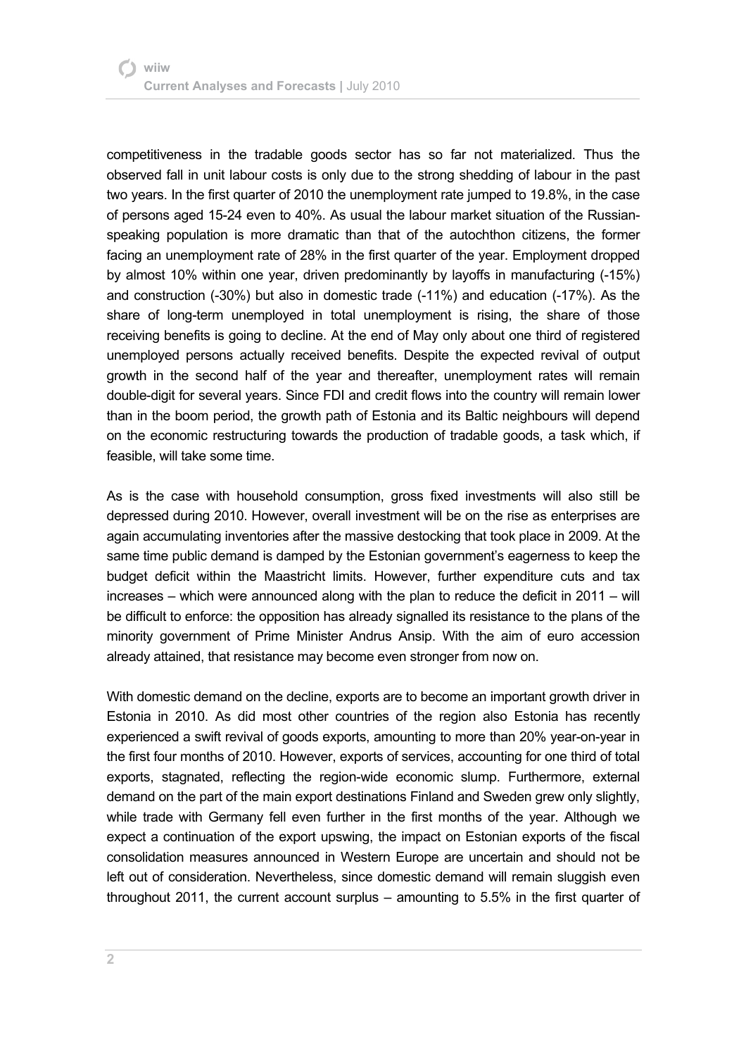competitiveness in the tradable goods sector has so far not materialized. Thus the observed fall in unit labour costs is only due to the strong shedding of labour in the past two years. In the first quarter of 2010 the unemployment rate jumped to 19.8%, in the case of persons aged 15-24 even to 40%. As usual the labour market situation of the Russian-speaking population is more dramatic than that of the autochthon citizens, the former facing an unemployment rate of 28% in the first quarter of the year. Employment dropped by almost 10% within one year, driven predominantly by layoffs in manufacturing (-15%) and construction (-30%) but also in domestic trade (-11%) and education (-17%). As the share of long-term unemployed in total unemployment is rising, the share of those receiving benefits is going to decline. At the end of May only about one third of registered unemployed persons actually received benefits. Despite the expected revival of output growth in the second half of the year and thereafter, unemployment rates will remain double-digit for several years. Since FDI and credit flows into the country will remain lower than in the boom period, the growth path of Estonia and its Baltic neighbours will depend on the economic restructuring towards the production of tradable goods, a task which, if feasible, will take some time.

As is the case with household consumption, gross fixed investments will also still be depressed during 2010. However, overall investment will be on the rise as enterprises are again accumulating inventories after the massive destocking that took place in 2009. At the same time public demand is damped by the Estonian government's eagerness to keep the budget deficit within the Maastricht limits. However, further expenditure cuts and tax increases – which were announced along with the plan to reduce the deficit in 2011 – will be difficult to enforce: the opposition has already signalled its resistance to the plans of the minority government of Prime Minister Andrus Ansip. With the aim of euro accession already attained, that resistance may become even stronger from now on.

With domestic demand on the decline, exports are to become an important growth driver in Estonia in 2010. As did most other countries of the region also Estonia has recently experienced a swift revival of goods exports, amounting to more than 20% year-on-year in the first four months of 2010. However, exports of services, accounting for one third of total exports, stagnated, reflecting the region-wide economic slump. Furthermore, external demand on the part of the main export destinations Finland and Sweden grew only slightly, while trade with Germany fell even further in the first months of the year. Although we expect a continuation of the export upswing, the impact on Estonian exports of the fiscal consolidation measures announced in Western Europe are uncertain and should not be left out of consideration. Nevertheless, since domestic demand will remain sluggish even throughout 2011, the current account surplus – amounting to 5.5% in the first quarter of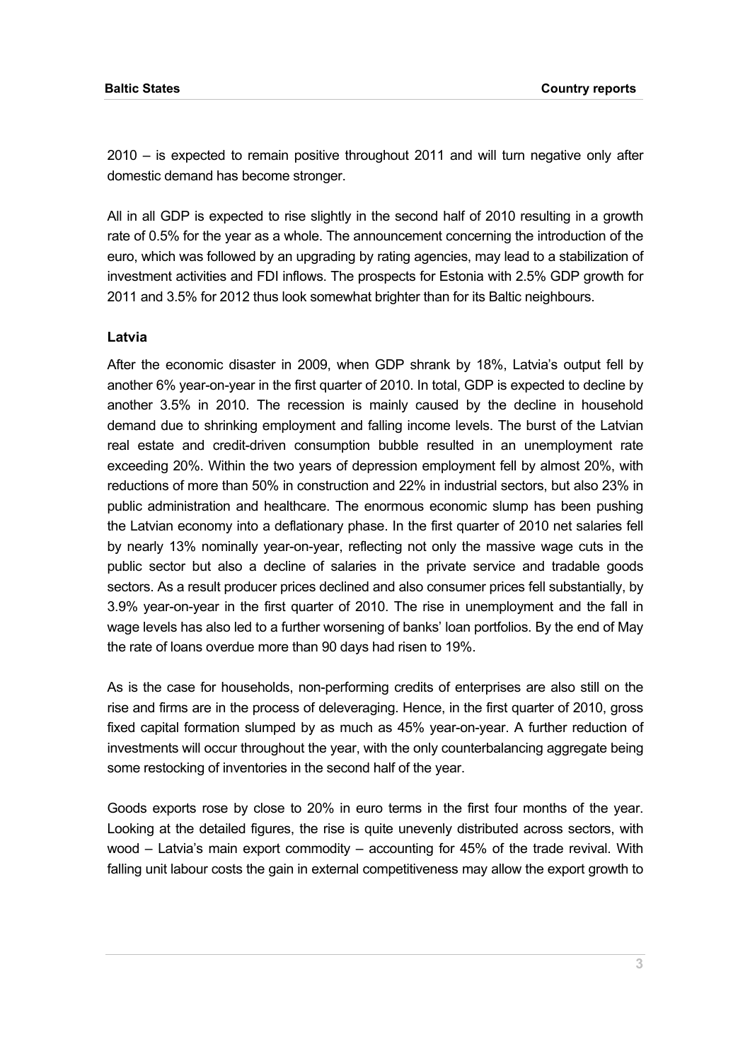2010 – is expected to remain positive throughout 2011 and will turn negative only after domestic demand has become stronger.

All in all GDP is expected to rise slightly in the second half of 2010 resulting in a growth rate of 0.5% for the year as a whole. The announcement concerning the introduction of the euro, which was followed by an upgrading by rating agencies, may lead to a stabilization of investment activities and FDI inflows. The prospects for Estonia with 2.5% GDP growth for 2011 and 3.5% for 2012 thus look somewhat brighter than for its Baltic neighbours.

### Latvia

After the economic disaster in 2009, when GDP shrank by 18%, Latvia's output fell by another 6% year-on-year in the first quarter of 2010. In total, GDP is expected to decline by another 3.5% in 2010. The recession is mainly caused by the decline in household demand due to shrinking employment and falling income levels. The burst of the Latvian real estate and credit-driven consumption bubble resulted in an unemployment rate exceeding 20%. Within the two years of depression employment fell by almost 20%, with reductions of more than 50% in construction and 22% in industrial sectors, but also 23% in public administration and healthcare. The enormous economic slump has been pushing the Latvian economy into a deflationary phase. In the first quarter of 2010 net salaries fell by nearly 13% nominally year-on-year, reflecting not only the massive wage cuts in the public sector but also a decline of salaries in the private service and tradable goods sectors. As a result producer prices declined and also consumer prices fell substantially, by 3.9% year-on-year in the first quarter of 2010. The rise in unemployment and the fall in wage levels has also led to a further worsening of banks' loan portfolios. By the end of May the rate of loans overdue more than 90 days had risen to 19%.

As is the case for households, non-performing credits of enterprises are also still on the rise and firms are in the process of deleveraging. Hence, in the first quarter of 2010, gross fixed capital formation slumped by as much as 45% year-on-year. A further reduction of investments will occur throughout the year, with the only counterbalancing aggregate being some restocking of inventories in the second half of the year.

Goods exports rose by close to 20% in euro terms in the first four months of the year. Looking at the detailed figures, the rise is quite unevenly distributed across sectors, with wood – Latvia's main export commodity – accounting for 45% of the trade revival. With falling unit labour costs the gain in external competitiveness may allow the export growth to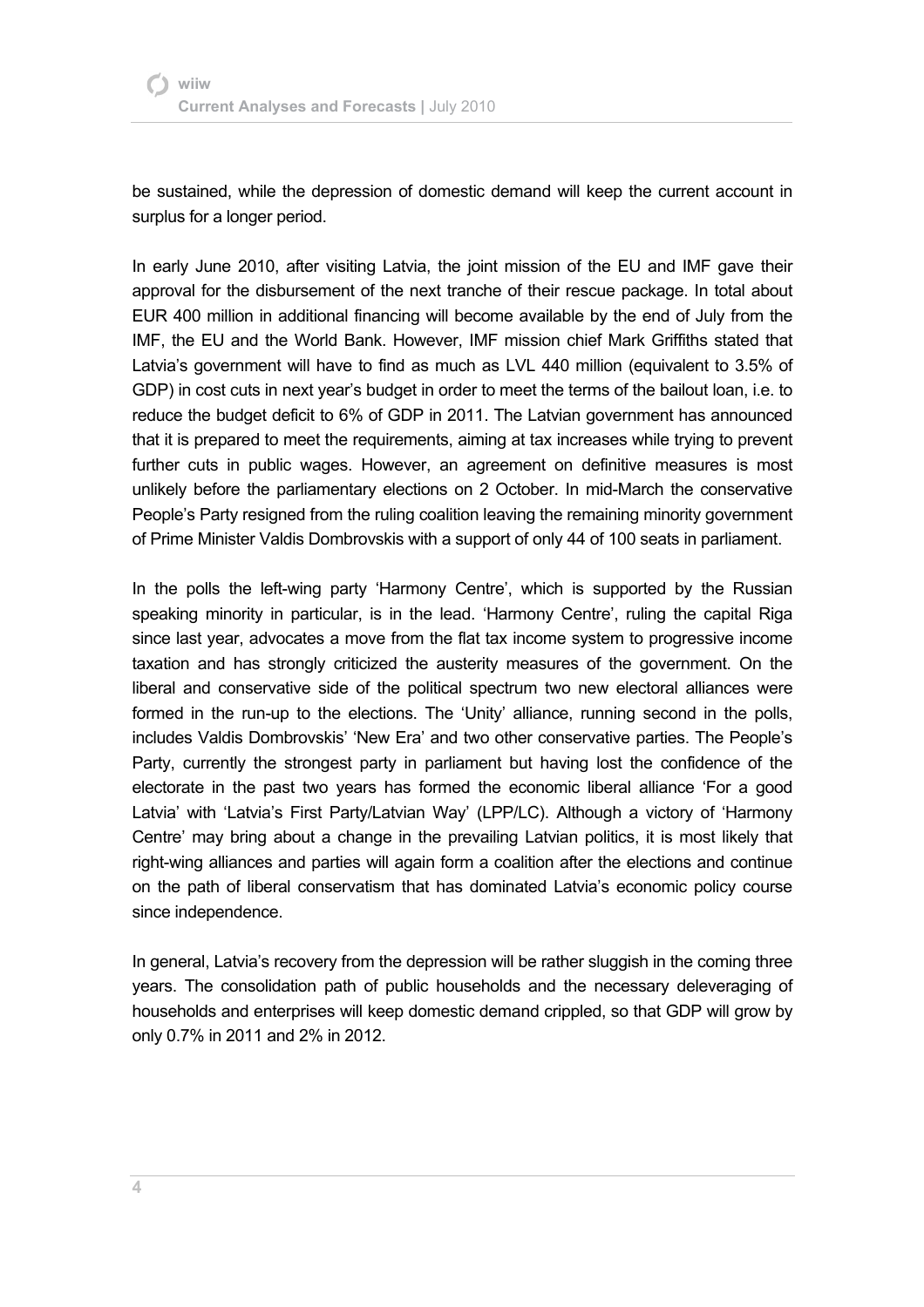be sustained, while the depression of domestic demand will keep the current account in surplus for a longer period.

In early June 2010, after visiting Latvia, the joint mission of the EU and IMF gave their approval for the disbursement of the next tranche of their rescue package. In total about EUR 400 million in additional financing will become available by the end of July from the IMF, the EU and the World Bank. However, IMF mission chief Mark Griffiths stated that Latvia's government will have to find as much as LVL 440 million (equivalent to 3.5% of GDP) in cost cuts in next year's budget in order to meet the terms of the bailout loan, i.e. to reduce the budget deficit to 6% of GDP in 2011. The Latvian government has announced that it is prepared to meet the requirements, aiming at tax increases while trying to prevent further cuts in public wages. However, an agreement on definitive measures is most unlikely before the parliamentary elections on 2 October. In mid-March the conservative People's Party resigned from the ruling coalition leaving the remaining minority government of Prime Minister Valdis Dombrovskis with a support of only 44 of 100 seats in parliament.

In the polls the left-wing party 'Harmony Centre', which is supported by the Russian speaking minority in particular, is in the lead. 'Harmony Centre', ruling the capital Riga since last year, advocates a move from the flat tax income system to progressive income taxation and has strongly criticized the austerity measures of the government. On the liberal and conservative side of the political spectrum two new electoral alliances were formed in the run-up to the elections. The 'Unity' alliance, running second in the polls, includes Valdis Dombrovskis' 'New Era' and two other conservative parties. The People's Party, currently the strongest party in parliament but having lost the confidence of the electorate in the past two years has formed the economic liberal alliance 'For a good Latvia' with 'Latvia's First Party/Latvian Way' (LPP/LC). Although a victory of 'Harmony Centre' may bring about a change in the prevailing Latvian politics, it is most likely that right-wing alliances and parties will again form a coalition after the elections and continue on the path of liberal conservatism that has dominated Latvia's economic policy course since independence.

In general, Latvia's recovery from the depression will be rather sluggish in the coming three years. The consolidation path of public households and the necessary deleveraging of households and enterprises will keep domestic demand crippled, so that GDP will grow by only 0.7% in 2011 and 2% in 2012.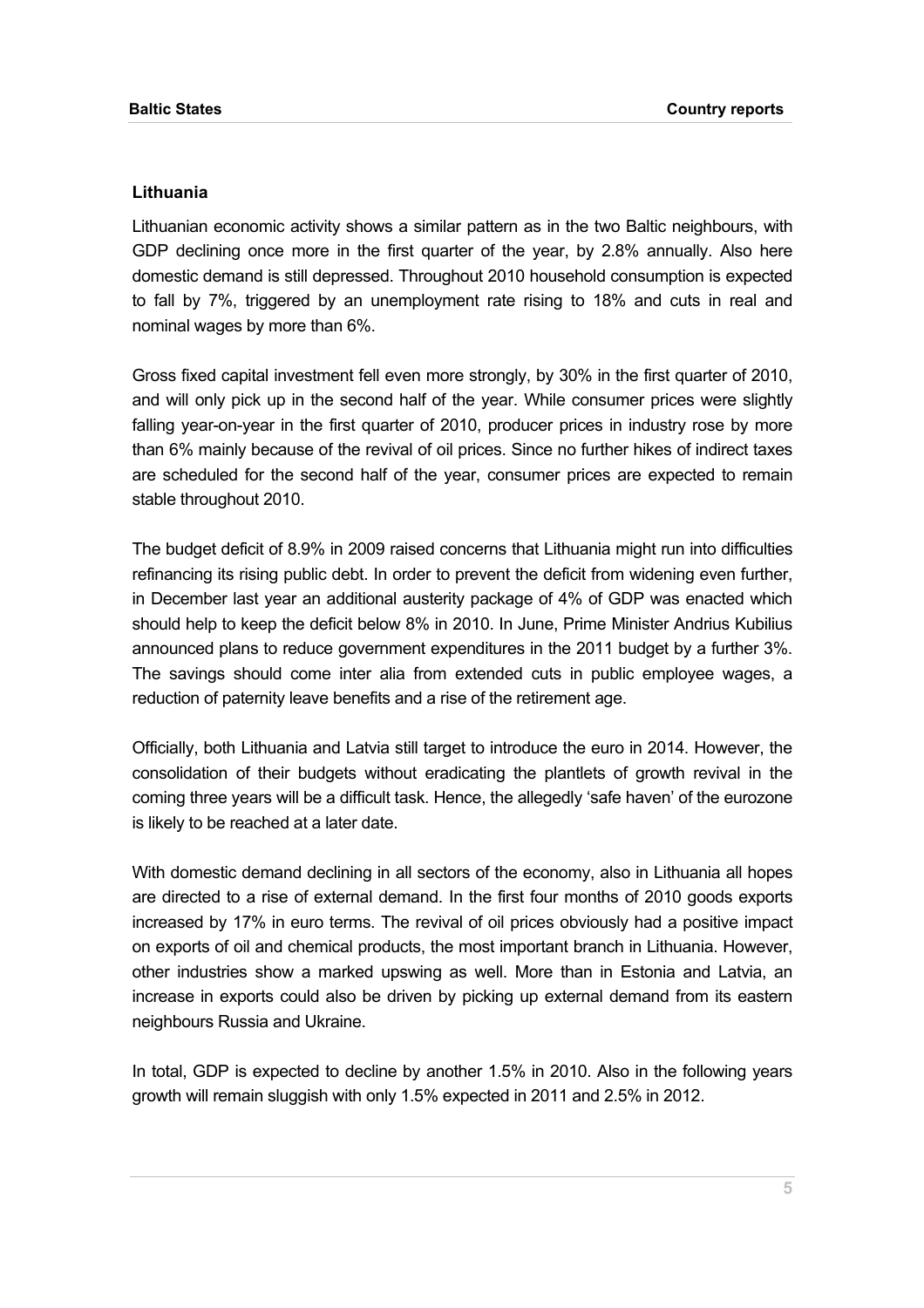## Lithuania

Lithuanian economic activity shows a similar pattern as in the two Baltic neighbours, with GDP declining once more in the first quarter of the year, by 2.8% annually. Also here domestic demand is still depressed. Throughout 2010 household consumption is expected to fall by 7%, triggered by an unemployment rate rising to 18% and cuts in real and nominal wages by more than 6%.

Gross fixed capital investment fell even more strongly, by 30% in the first quarter of 2010, and will only pick up in the second half of the year. While consumer prices were slightly falling year-on-year in the first quarter of 2010, producer prices in industry rose by more than 6% mainly because of the revival of oil prices. Since no further hikes of indirect taxes are scheduled for the second half of the year, consumer prices are expected to remain stable throughout 2010.

The budget deficit of 8.9% in 2009 raised concerns that Lithuania might run into difficulties refinancing its rising public debt. In order to prevent the deficit from widening even further, in December last year an additional austerity package of 4% of GDP was enacted which should help to keep the deficit below 8% in 2010. In June, Prime Minister Andrius Kubilius announced plans to reduce government expenditures in the 2011 budget by a further 3%. The savings should come inter alia from extended cuts in public employee wages, a reduction of paternity leave benefits and a rise of the retirement age.

Officially, both Lithuania and Latvia still target to introduce the euro in 2014. However, the consolidation of their budgets without eradicating the plantlets of growth revival in the coming three years will be a difficult task. Hence, the allegedly 'safe haven' of the eurozone is likely to be reached at a later date.

With domestic demand declining in all sectors of the economy, also in Lithuania all hopes are directed to a rise of external demand. In the first four months of 2010 goods exports increased by 17% in euro terms. The revival of oil prices obviously had a positive impact on exports of oil and chemical products, the most important branch in Lithuania. However, other industries show a marked upswing as well. More than in Estonia and Latvia, an increase in exports could also be driven by picking up external demand from its eastern neighbours Russia and Ukraine.

In total, GDP is expected to decline by another 1.5% in 2010. Also in the following years growth will remain sluggish with only 1.5% expected in 2011 and 2.5% in 2012.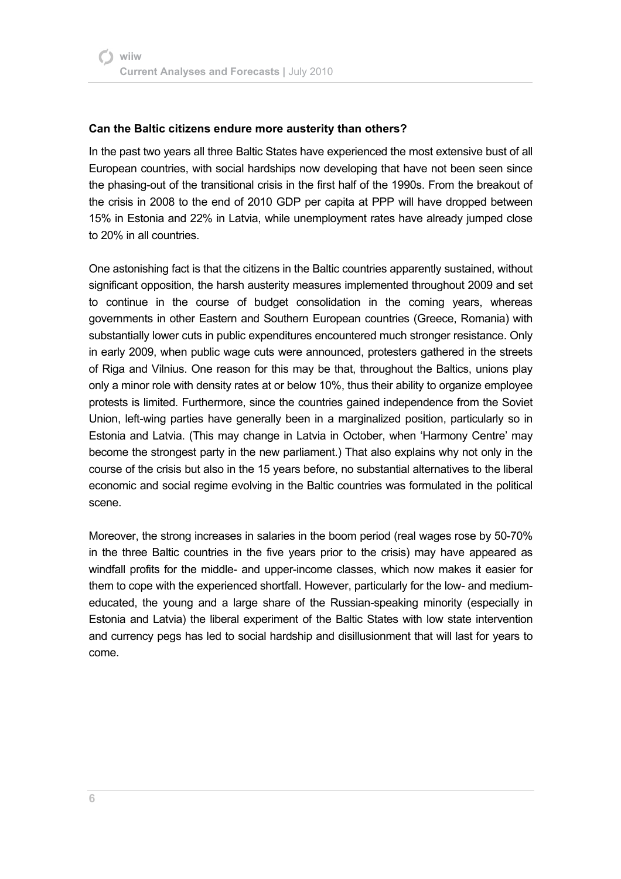### Can the Baltic citizens endure more austerity than others?

In the past two years all three Baltic States have experienced the most extensive bust of all European countries, with social hardships now developing that have not been seen since the phasing-out of the transitional crisis in the first half of the 1990s. From the breakout of the crisis in 2008 to the end of 2010 GDP per capita at PPP will have dropped between 15% in Estonia and 22% in Latvia, while unemployment rates have already jumped close to 20% in all countries.

One astonishing fact is that the citizens in the Baltic countries apparently sustained, without significant opposition, the harsh austerity measures implemented throughout 2009 and set to continue in the course of budget consolidation in the coming years, whereas governments in other Eastern and Southern European countries (Greece, Romania) with substantially lower cuts in public expenditures encountered much stronger resistance. Only in early 2009, when public wage cuts were announced, protesters gathered in the streets of Riga and Vilnius. One reason for this may be that, throughout the Baltics, unions play only a minor role with density rates at or below 10%, thus their ability to organize employee protests is limited. Furthermore, since the countries gained independence from the Soviet Union, left-wing parties have generally been in a marginalized position, particularly so in Estonia and Latvia. (This may change in Latvia in October, when 'Harmony Centre' may become the strongest party in the new parliament.) That also explains why not only in the course of the crisis but also in the 15 years before, no substantial alternatives to the liberal economic and social regime evolving in the Baltic countries was formulated in the political scene.

Moreover, the strong increases in salaries in the boom period (real wages rose by 50-70% in the three Baltic countries in the five years prior to the crisis) may have appeared as windfall profits for the middle- and upper-income classes, which now makes it easier for them to cope with the experienced shortfall. However, particularly for the low- and medium-educated, the young and a large share of the Russian-speaking minority (especially in Estonia and Latvia) the liberal experiment of the Baltic States with low state intervention and currency pegs has led to social hardship and disillusionment that will last for years to come.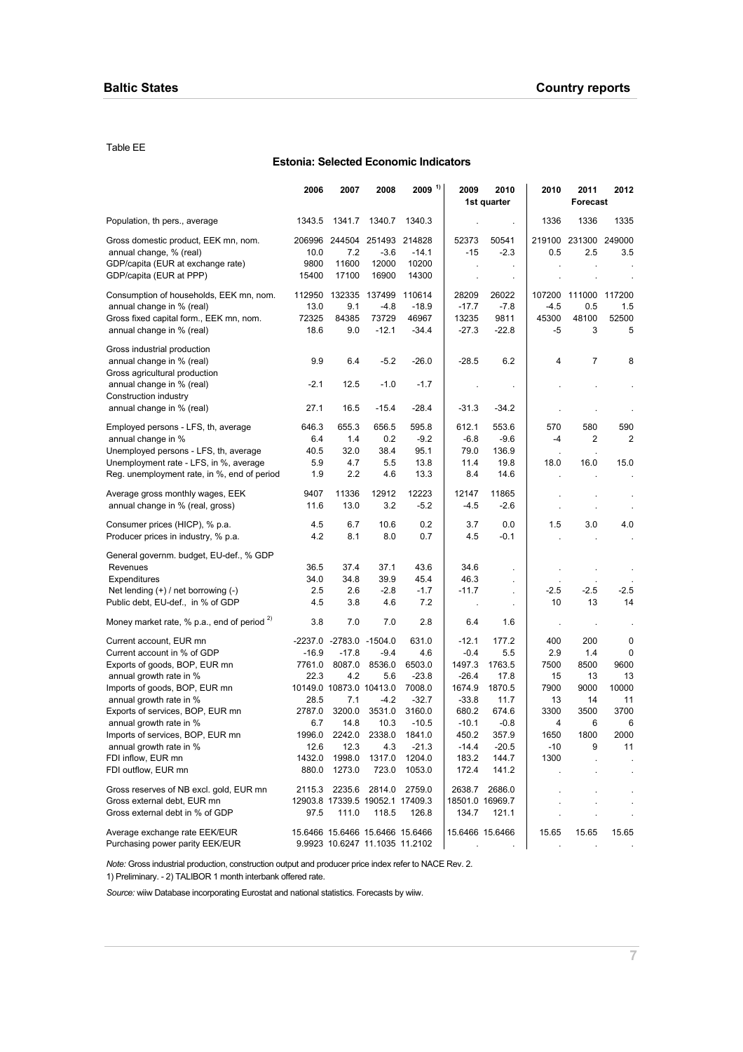Table EE

### Estonia: Selected Economic Indicators

| | 2006 | 2007 | 2008 | 2009 [1] | 2009 | 2010 | 2010 | 2011 | 2012 |
|---|---|---|---|---|---|---|---|---|---|
| | | | | | 1st quarter | | | Forecast | |
| Population, th pers., average | 1343.5 | 1341.7 | 1340.7 | 1340.3 | . | . | 1336 | 1336 | 1335 |
| Gross domestic product, EEK mn, nom. | 206996 | 244504 | 251493 | 214828 | 52373 | 50541 | 219100 | 231300 | 249000 |
| annual change, % (real) | 10.0 | 7.2 | -3.6 | -14.1 | -15 | -2.3 | 0.5 | 2.5 | 3.5 |
| GDP/capita (EUR at exchange rate) | 9800 | 11600 | 12000 | 10200 | . | . | . | . | . |
| GDP/capita (EUR at PPP) | 15400 | 17100 | 16900 | 14300 | . | . | . | . | . |
| Consumption of households, EEK mn, nom. | 112950 | 132335 | 137499 | 110614 | 28209 | 26022 | 107200 | 111000 | 117200 |
| annual change in % (real) | 13.0 | 9.1 | -4.8 | -18.9 | -17.7 | -7.8 | -4.5 | 0.5 | 1.5 |
| Gross fixed capital form., EEK mn, nom. | 72325 | 84385 | 73729 | 46967 | 13235 | 9811 | 45300 | 48100 | 52500 |
| annual change in % (real) | 18.6 | 9.0 | -12.1 | -34.4 | -27.3 | -22.8 | -5 | 3 | 5 |
| Gross industrial production | | | | | | | | | |
| annual change in % (real) | 9.9 | 6.4 | -5.2 | -26.0 | -28.5 | 6.2 | 4 | 7 | 8 |
| Gross agricultural production | | | | | | | | | |
| annual change in % (real) | -2.1 | 12.5 | -1.0 | -1.7 | . | . | . | . | . |
| Construction industry | | | | | | | | | |
| annual change in % (real) | 27.1 | 16.5 | -15.4 | -28.4 | -31.3 | -34.2 | . | . | . |
| Employed persons - LFS, th, average | 646.3 | 655.3 | 656.5 | 595.8 | 612.1 | 553.6 | 570 | 580 | 590 |
| annual change in % | 6.4 | 1.4 | 0.2 | -9.2 | -6.8 | -9.6 | -4 | 2 | 2 |
| Unemployed persons - LFS, th, average | 40.5 | 32.0 | 38.4 | 95.1 | 79.0 | 136.9 | . | . | . |
| Unemployment rate - LFS, in %, average | 5.9 | 4.7 | 5.5 | 13.8 | 11.4 | 19.8 | 18.0 | 16.0 | 15.0 |
| Reg. unemployment rate, in %, end of period | 1.9 | 2.2 | 4.6 | 13.3 | 8.4 | 14.6 | . | . | . |
| Average gross monthly wages, EEK | 9407 | 11336 | 12912 | 12223 | 12147 | 11865 | . | . | . |
| annual change in % (real, gross) | 11.6 | 13.0 | 3.2 | -5.2 | -4.5 | -2.6 | . | . | . |
| Consumer prices (HICP), % p.a. | 4.5 | 6.7 | 10.6 | 0.2 | 3.7 | 0.0 | 1.5 | 3.0 | 4.0 |
| Producer prices in industry, % p.a. | 4.2 | 8.1 | 8.0 | 0.7 | 4.5 | -0.1 | . | . | . |
| General governm. budget, EU-def., % GDP | | | | | | | | | |
| Revenues | 36.5 | 37.4 | 37.1 | 43.6 | 34.6 | . | . | . | . |
| Expenditures | 34.0 | 34.8 | 39.9 | 45.4 | 46.3 | . | . | . | . |
| Net lending (+) / net borrowing (-) | 2.5 | 2.6 | -2.8 | -1.7 | -11.7 | . | -2.5 | -2.5 | -2.5 |
| Public debt, EU-def., in % of GDP | 4.5 | 3.8 | 4.6 | 7.2 | . | . | 10 | 13 | 14 |
| Money market rate, % p.a., end of period [2] | 3.8 | 7.0 | 7.0 | 2.8 | 6.4 | 1.6 | . | . | . |
| Current account, EUR mn | -2237.0 | -2783.0 | -1504.0 | 631.0 | -12.1 | 177.2 | 400 | 200 | 0 |
| Current account in % of GDP | -16.9 | -17.8 | -9.4 | 4.6 | -0.4 | 5.5 | 2.9 | 1.4 | 0 |
| Exports of goods, BOP, EUR mn | 7761.0 | 8087.0 | 8536.0 | 6503.0 | 1497.3 | 1763.5 | 7500 | 8500 | 9600 |
| annual growth rate in % | 22.3 | 4.2 | 5.6 | -23.8 | -26.4 | 17.8 | 15 | 13 | 13 |
| Imports of goods, BOP, EUR mn | 10149.0 | 10873.0 | 10413.0 | 7008.0 | 1674.9 | 1870.5 | 7900 | 9000 | 10000 |
| annual growth rate in % | 28.5 | 7.1 | -4.2 | -32.7 | -33.8 | 11.7 | 13 | 14 | 11 |
| Exports of services, BOP, EUR mn | 2787.0 | 3200.0 | 3531.0 | 3160.0 | 680.2 | 674.6 | 3300 | 3500 | 3700 |
| annual growth rate in % | 6.7 | 14.8 | 10.3 | -10.5 | -10.1 | -0.8 | 4 | 6 | 6 |
| Imports of services, BOP, EUR mn | 1996.0 | 2242.0 | 2338.0 | 1841.0 | 450.2 | 357.9 | 1650 | 1800 | 2000 |
| annual growth rate in % | 12.6 | 12.3 | 4.3 | -21.3 | -14.4 | -20.5 | -10 | 9 | 11 |
| FDI inflow, EUR mn | 1432.0 | 1998.0 | 1317.0 | 1204.0 | 183.2 | 144.7 | 1300 | . | . |
| FDI outflow, EUR mn | 880.0 | 1273.0 | 723.0 | 1053.0 | 172.4 | 141.2 | . | . | . |
| Gross reserves of NB excl. gold, EUR mn | 2115.3 | 2235.6 | 2814.0 | 2759.0 | 2638.7 | 2686.0 | . | . | . |
| Gross external debt, EUR mn | 12903.8 | 17339.5 | 19052.1 | 17409.3 | 18501.0 | 16969.7 | . | . | . |
| Gross external debt in % of GDP | 97.5 | 111.0 | 118.5 | 126.8 | 134.7 | 121.1 | . | . | . |
| Average exchange rate EEK/EUR | 15.6466 | 15.6466 | 15.6466 | 15.6466 | 15.6466 | 15.6466 | 15.65 | 15.65 | 15.65 |
| Purchasing power parity EEK/EUR | 9.9923 | 10.6247 | 11.1035 | 11.2102 | . | . | . | . | . |

*Note:* Gross industrial production, construction output and producer price index refer to NACE Rev. 2.

1) Preliminary. - 2) TALIBOR 1 month interbank offered rate.

*Source:* wiiw Database incorporating Eurostat and national statistics. Forecasts by wiiw.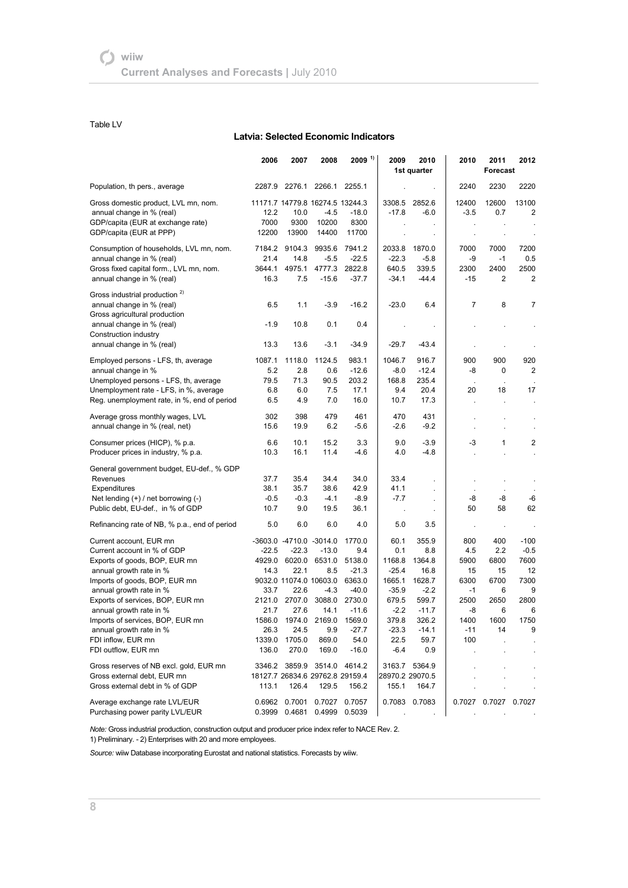Table LV

## Latvia: Selected Economic Indicators

| | 2006 | 2007 | 2008 | 2009 1) | 2009 | 2010 | 2010 | 2011 | 2012 |
|---|---|---|---|---|---|---|---|---|---|
| | | | | | 1st quarter | | | Forecast | |
| Population, th pers., average | 2287.9 | 2276.1 | 2266.1 | 2255.1 | . | . | 2240 | 2230 | 2220 |
| Gross domestic product, LVL mn, nom. | 11171.7 | 14779.8 | 16274.5 | 13244.3 | 3308.5 | 2852.6 | 12400 | 12600 | 13100 |
| annual change in % (real) | 12.2 | 10.0 | -4.5 | -18.0 | -17.8 | -6.0 | -3.5 | 0.7 | 2 |
| GDP/capita (EUR at exchange rate) | 7000 | 9300 | 10200 | 8300 | . | . | . | . | . |
| GDP/capita (EUR at PPP) | 12200 | 13900 | 14400 | 11700 | . | . | . | . | . |
| Consumption of households, LVL mn, nom. | 7184.2 | 9104.3 | 9935.6 | 7941.2 | 2033.8 | 1870.0 | 7000 | 7000 | 7200 |
| annual change in % (real) | 21.4 | 14.8 | -5.5 | -22.5 | -22.3 | -5.8 | -9 | -1 | 0.5 |
| Gross fixed capital form., LVL mn, nom. | 3644.1 | 4975.1 | 4777.3 | 2822.8 | 640.5 | 339.5 | 2300 | 2400 | 2500 |
| annual change in % (real) | 16.3 | 7.5 | -15.6 | -37.7 | -34.1 | -44.4 | -15 | 2 | 2 |
| Gross industrial production 2) | | | | | | | | | |
| annual change in % (real) | 6.5 | 1.1 | -3.9 | -16.2 | -23.0 | 6.4 | 7 | 8 | 7 |
| Gross agricultural production | | | | | | | | | |
| annual change in % (real) | -1.9 | 10.8 | 0.1 | 0.4 | . | . | . | . | . |
| Construction industry | | | | | | | | | |
| annual change in % (real) | 13.3 | 13.6 | -3.1 | -34.9 | -29.7 | -43.4 | . | . | . |
| Employed persons - LFS, th, average | 1087.1 | 1118.0 | 1124.5 | 983.1 | 1046.7 | 916.7 | 900 | 900 | 920 |
| annual change in % | 5.2 | 2.8 | 0.6 | -12.6 | -8.0 | -12.4 | -8 | 0 | 2 |
| Unemployed persons - LFS, th, average | 79.5 | 71.3 | 90.5 | 203.2 | 168.8 | 235.4 | . | . | . |
| Unemployment rate - LFS, in %, average | 6.8 | 6.0 | 7.5 | 17.1 | 9.4 | 20.4 | 20 | 18 | 17 |
| Reg. unemployment rate, in %, end of period | 6.5 | 4.9 | 7.0 | 16.0 | 10.7 | 17.3 | . | . | . |
| Average gross monthly wages, LVL | 302 | 398 | 479 | 461 | 470 | 431 | . | . | . |
| annual change in % (real, net) | 15.6 | 19.9 | 6.2 | -5.6 | -2.6 | -9.2 | . | . | . |
| Consumer prices (HICP), % p.a. | 6.6 | 10.1 | 15.2 | 3.3 | 9.0 | -3.9 | -3 | 1 | 2 |
| Producer prices in industry, % p.a. | 10.3 | 16.1 | 11.4 | -4.6 | 4.0 | -4.8 | . | . | . |
| General government budget, EU-def., % GDP | | | | | | | | | |
| Revenues | 37.7 | 35.4 | 34.4 | 34.0 | 33.4 | . | . | . | . |
| Expenditures | 38.1 | 35.7 | 38.6 | 42.9 | 41.1 | . | . | . | . |
| Net lending (+) / net borrowing (-) | -0.5 | -0.3 | -4.1 | -8.9 | -7.7 | . | -8 | -8 | -6 |
| Public debt, EU-def., in % of GDP | 10.7 | 9.0 | 19.5 | 36.1 | . | . | 50 | 58 | 62 |
| Refinancing rate of NB, % p.a., end of period | 5.0 | 6.0 | 6.0 | 4.0 | 5.0 | 3.5 | . | . | . |
| Current account, EUR mn | -3603.0 | -4710.0 | -3014.0 | 1770.0 | 60.1 | 355.9 | 800 | 400 | -100 |
| Current account in % of GDP | -22.5 | -22.3 | -13.0 | 9.4 | 0.1 | 8.8 | 4.5 | 2.2 | -0.5 |
| Exports of goods, BOP, EUR mn | 4929.0 | 6020.0 | 6531.0 | 5138.0 | 1168.8 | 1364.8 | 5900 | 6800 | 7600 |
| annual growth rate in % | 14.3 | 22.1 | 8.5 | -21.3 | -25.4 | 16.8 | 15 | 15 | 12 |
| Imports of goods, BOP, EUR mn | 9032.0 | 11074.0 | 10603.0 | 6363.0 | 1665.1 | 1628.7 | 6300 | 6700 | 7300 |
| annual growth rate in % | 33.7 | 22.6 | -4.3 | -40.0 | -35.9 | -2.2 | -1 | 6 | 9 |
| Exports of services, BOP, EUR mn | 2121.0 | 2707.0 | 3088.0 | 2730.0 | 679.5 | 599.7 | 2500 | 2650 | 2800 |
| annual growth rate in % | 21.7 | 27.6 | 14.1 | -11.6 | -2.2 | -11.7 | -8 | 6 | 6 |
| Imports of services, BOP, EUR mn | 1586.0 | 1974.0 | 2169.0 | 1569.0 | 379.8 | 326.2 | 1400 | 1600 | 1750 |
| annual growth rate in % | 26.3 | 24.5 | 9.9 | -27.7 | -23.3 | -14.1 | -11 | 14 | 9 |
| FDI inflow, EUR mn | 1339.0 | 1705.0 | 869.0 | 54.0 | 22.5 | 59.7 | 100 | . | . |
| FDI outflow, EUR mn | 136.0 | 270.0 | 169.0 | -16.0 | -6.4 | 0.9 | . | . | . |
| Gross reserves of NB excl. gold, EUR mn | 3346.2 | 3859.9 | 3514.0 | 4614.2 | 3163.7 | 5364.9 | . | . | . |
| Gross external debt, EUR mn | 18127.7 | 26834.6 | 29762.8 | 29159.4 | 28970.2 | 29070.5 | . | . | . |
| Gross external debt in % of GDP | 113.1 | 126.4 | 129.5 | 156.2 | 155.1 | 164.7 | . | . | . |
| Average exchange rate LVL/EUR | 0.6962 | 0.7001 | 0.7027 | 0.7057 | 0.7083 | 0.7083 | 0.7027 | 0.7027 | 0.7027 |
| Purchasing power parity LVL/EUR | 0.3999 | 0.4681 | 0.4999 | 0.5039 | . | . | . | . | . |

*Note:* Gross industrial production, construction output and producer price index refer to NACE Rev. 2.
1) Preliminary. - 2) Enterprises with 20 and more employees.

*Source:* wiiw Database incorporating Eurostat and national statistics. Forecasts by wiiw.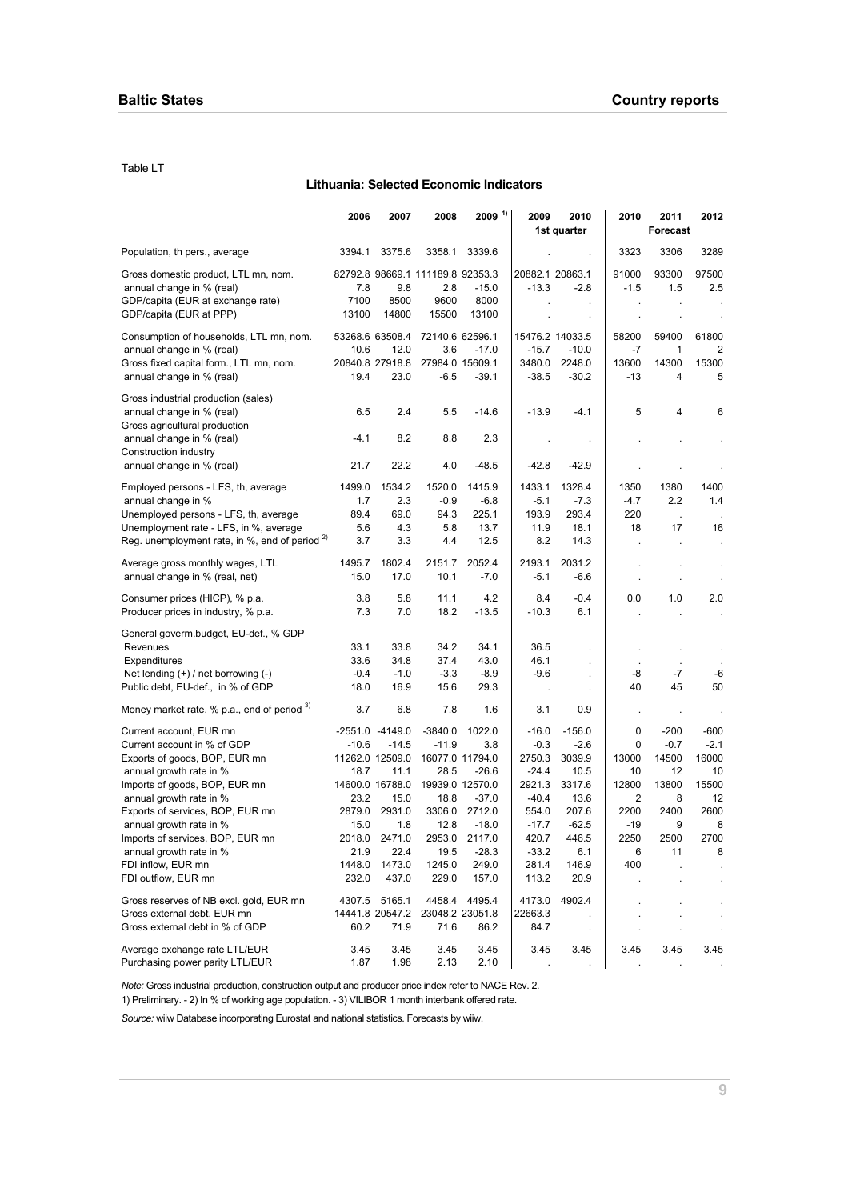Table LT

### Lithuania: Selected Economic Indicators

| | 2006 | 2007 | 2008 | 2009 [1] | 2009 | 2010 | 2010 | 2011 | 2012 |
|---|---|---|---|---|---|---|---|---|---|
| | | | | | 1st quarter | | | Forecast | |
| Population, th pers., average | 3394.1 | 3375.6 | 3358.1 | 3339.6 | . | . | 3323 | 3306 | 3289 |
| Gross domestic product, LTL mn, nom. | 82792.8 | 98669.1 | 111189.8 | 92353.3 | 20882.1 | 20863.1 | 91000 | 93300 | 97500 |
| annual change in % (real) | 7.8 | 9.8 | 2.8 | -15.0 | -13.3 | -2.8 | -1.5 | 1.5 | 2.5 |
| GDP/capita (EUR at exchange rate) | 7100 | 8500 | 9600 | 8000 | . | . | . | . | . |
| GDP/capita (EUR at PPP) | 13100 | 14800 | 15500 | 13100 | . | . | . | . | . |
| Consumption of households, LTL mn, nom. | 53268.6 | 63508.4 | 72140.6 | 62596.1 | 15476.2 | 14033.5 | 58200 | 59400 | 61800 |
| annual change in % (real) | 10.6 | 12.0 | 3.6 | -17.0 | -15.7 | -10.0 | -7 | 1 | 2 |
| Gross fixed capital form., LTL mn, nom. | 20840.8 | 27918.8 | 27984.0 | 15609.1 | 3480.0 | 2248.0 | 13600 | 14300 | 15300 |
| annual change in % (real) | 19.4 | 23.0 | -6.5 | -39.1 | -38.5 | -30.2 | -13 | 4 | 5 |
| Gross industrial production (sales) | | | | | | | | | |
| annual change in % (real) | 6.5 | 2.4 | 5.5 | -14.6 | -13.9 | -4.1 | 5 | 4 | 6 |
| Gross agricultural production | | | | | | | | | |
| annual change in % (real) | -4.1 | 8.2 | 8.8 | 2.3 | . | . | . | . | . |
| Construction industry | | | | | | | | | |
| annual change in % (real) | 21.7 | 22.2 | 4.0 | -48.5 | -42.8 | -42.9 | . | . | . |
| Employed persons - LFS, th, average | 1499.0 | 1534.2 | 1520.0 | 1415.9 | 1433.1 | 1328.4 | 1350 | 1380 | 1400 |
| annual change in % | 1.7 | 2.3 | -0.9 | -6.8 | -5.1 | -7.3 | -4.7 | 2.2 | 1.4 |
| Unemployed persons - LFS, th, average | 89.4 | 69.0 | 94.3 | 225.1 | 193.9 | 293.4 | 220 | . | . |
| Unemployment rate - LFS, in %, average | 5.6 | 4.3 | 5.8 | 13.7 | 11.9 | 18.1 | 18 | 17 | 16 |
| Reg. unemployment rate, in %, end of period [2] | 3.7 | 3.3 | 4.4 | 12.5 | 8.2 | 14.3 | . | . | . |
| Average gross monthly wages, LTL | 1495.7 | 1802.4 | 2151.7 | 2052.4 | 2193.1 | 2031.2 | . | . | . |
| annual change in % (real, net) | 15.0 | 17.0 | 10.1 | -7.0 | -5.1 | -6.6 | . | . | . |
| Consumer prices (HICP), % p.a. | 3.8 | 5.8 | 11.1 | 4.2 | 8.4 | -0.4 | 0.0 | 1.0 | 2.0 |
| Producer prices in industry, % p.a. | 7.3 | 7.0 | 18.2 | -13.5 | -10.3 | 6.1 | . | . | . |
| General goverm.budget, EU-def., % GDP | | | | | | | | | |
| Revenues | 33.1 | 33.8 | 34.2 | 34.1 | 36.5 | . | . | . | . |
| Expenditures | 33.6 | 34.8 | 37.4 | 43.0 | 46.1 | . | . | . | . |
| Net lending (+) / net borrowing (-) | -0.4 | -1.0 | -3.3 | -8.9 | -9.6 | . | -8 | -7 | -6 |
| Public debt, EU-def., in % of GDP | 18.0 | 16.9 | 15.6 | 29.3 | . | . | 40 | 45 | 50 |
| Money market rate, % p.a., end of period [3] | 3.7 | 6.8 | 7.8 | 1.6 | 3.1 | 0.9 | . | . | . |
| Current account, EUR mn | -2551.0 | -4149.0 | -3840.0 | 1022.0 | -16.0 | -156.0 | 0 | -200 | -600 |
| Current account in % of GDP | -10.6 | -14.5 | -11.9 | 3.8 | -0.3 | -2.6 | 0 | -0.7 | -2.1 |
| Exports of goods, BOP, EUR mn | 11262.0 | 12509.0 | 16077.0 | 11794.0 | 2750.3 | 3039.9 | 13000 | 14500 | 16000 |
| annual growth rate in % | 18.7 | 11.1 | 28.5 | -26.6 | -24.4 | 10.5 | 10 | 12 | 10 |
| Imports of goods, BOP, EUR mn | 14600.0 | 16788.0 | 19939.0 | 12570.0 | 2921.3 | 3317.6 | 12800 | 13800 | 15500 |
| annual growth rate in % | 23.2 | 15.0 | 18.8 | -37.0 | -40.4 | 13.6 | 2 | 8 | 12 |
| Exports of services, BOP, EUR mn | 2879.0 | 2931.0 | 3306.0 | 2712.0 | 554.0 | 207.6 | 2200 | 2400 | 2600 |
| annual growth rate in % | 15.0 | 1.8 | 12.8 | -18.0 | -17.7 | -62.5 | -19 | 9 | 8 |
| Imports of services, BOP, EUR mn | 2018.0 | 2471.0 | 2953.0 | 2117.0 | 420.7 | 446.5 | 2250 | 2500 | 2700 |
| annual growth rate in % | 21.9 | 22.4 | 19.5 | -28.3 | -33.2 | 6.1 | 6 | 11 | 8 |
| FDI inflow, EUR mn | 1448.0 | 1473.0 | 1245.0 | 249.0 | 281.4 | 146.9 | 400 | . | . |
| FDI outflow, EUR mn | 232.0 | 437.0 | 229.0 | 157.0 | 113.2 | 20.9 | . | . | . |
| Gross reserves of NB excl. gold, EUR mn | 4307.5 | 5165.1 | 4458.4 | 4495.4 | 4173.0 | 4902.4 | . | . | . |
| Gross external debt, EUR mn | 14441.8 | 20547.2 | 23048.2 | 23051.8 | 22663.3 | . | . | . | . |
| Gross external debt in % of GDP | 60.2 | 71.9 | 71.6 | 86.2 | 84.7 | . | . | . | . |
| Average exchange rate LTL/EUR | 3.45 | 3.45 | 3.45 | 3.45 | 3.45 | 3.45 | 3.45 | 3.45 | 3.45 |
| Purchasing power parity LTL/EUR | 1.87 | 1.98 | 2.13 | 2.10 | . | . | . | . | . |

*Note:* Gross industrial production, construction output and producer price index refer to NACE Rev. 2.

1) Preliminary. - 2) In % of working age population. - 3) VILIBOR 1 month interbank offered rate.

*Source:* wiiw Database incorporating Eurostat and national statistics. Forecasts by wiiw.